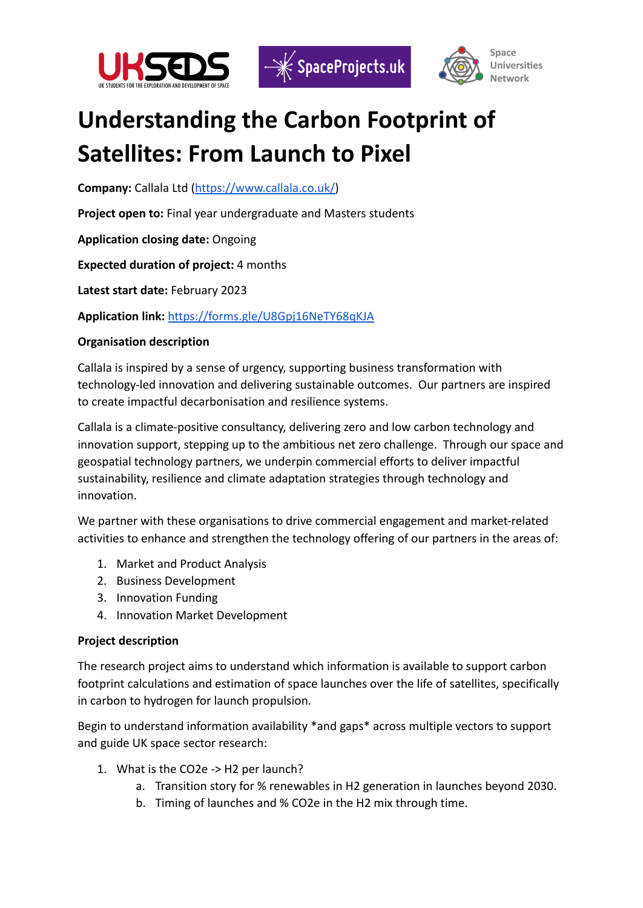# Understanding the Carbon Footprint of Satellites: From Launch to Pixel

**Company:** Callala Ltd (https://www.callala.co.uk/)

**Project open to:** Final year undergraduate and Masters students

**Application closing date:** Ongoing

**Expected duration of project:** 4 months

**Latest start date:** February 2023

**Application link:** https://forms.gle/U8Gpj16NeTY68qKJA

**Organisation description**

Callala is inspired by a sense of urgency, supporting business transformation with technology-led innovation and delivering sustainable outcomes. Our partners are inspired to create impactful decarbonisation and resilience systems.

Callala is a climate-positive consultancy, delivering zero and low carbon technology and innovation support, stepping up to the ambitious net zero challenge. Through our space and geospatial technology partners, we underpin commercial efforts to deliver impactful sustainability, resilience and climate adaptation strategies through technology and innovation.

We partner with these organisations to drive commercial engagement and market-related activities to enhance and strengthen the technology offering of our partners in the areas of:

1. Market and Product Analysis
2. Business Development
3. Innovation Funding
4. Innovation Market Development

**Project description**

The research project aims to understand which information is available to support carbon footprint calculations and estimation of space launches over the life of satellites, specifically in carbon to hydrogen for launch propulsion.

Begin to understand information availability *and gaps* across multiple vectors to support and guide UK space sector research:

1. What is the $CO_2e$ -> $H_2$ per launch?
    a. Transition story for % renewables in $H_2$ generation in launches beyond 2030.
    b. Timing of launches and % $CO_2e$ in the $H_2$ mix through time.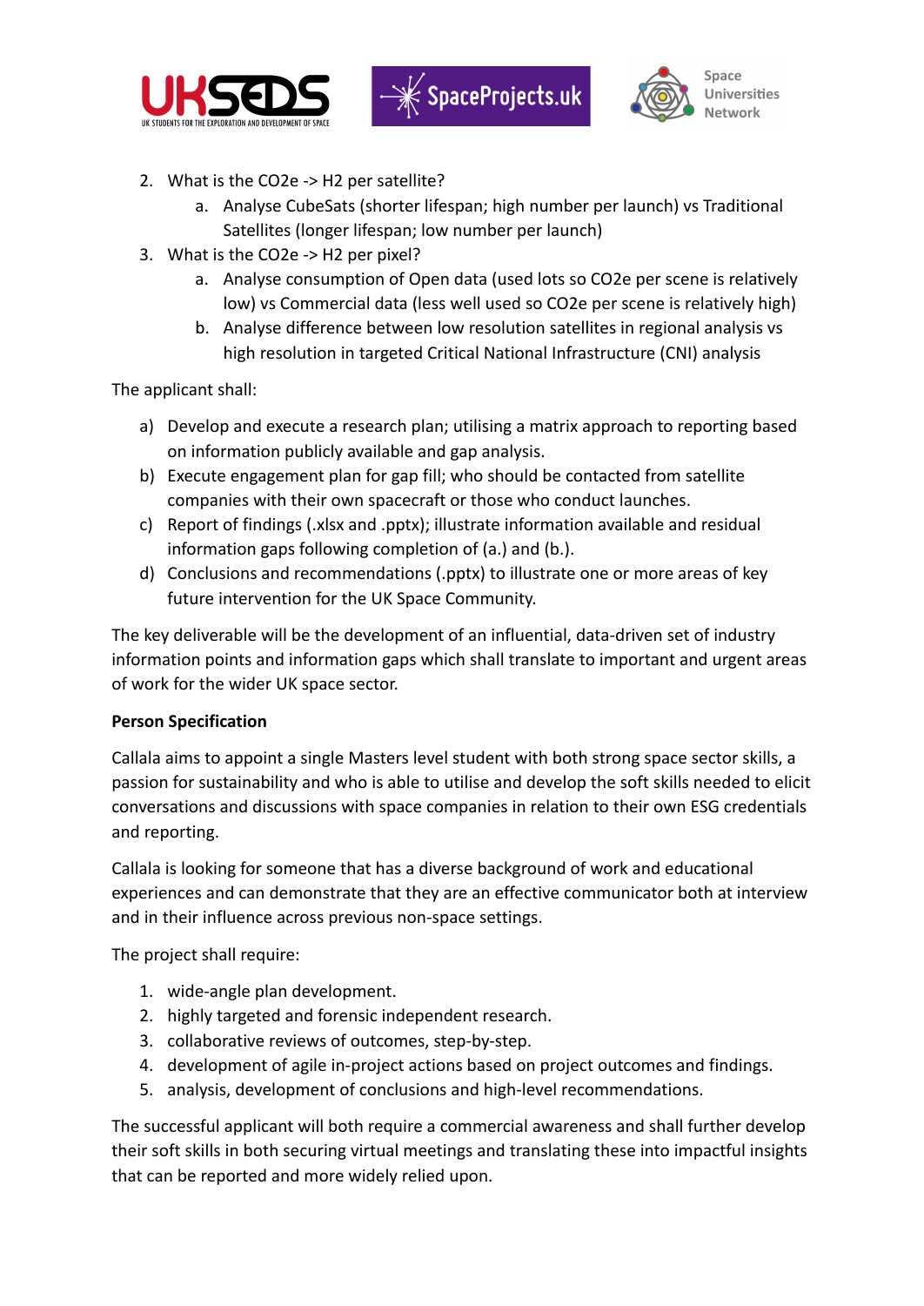2. What is the $CO_2e$ -> $H_2$ per satellite?
    a. Analyse CubeSats (shorter lifespan; high number per launch) vs Traditional Satellites (longer lifespan; low number per launch)
3. What is the $CO_2e$ -> $H_2$ per pixel?
    a. Analyse consumption of Open data (used lots so $CO_2e$ per scene is relatively low) vs Commercial data (less well used so $CO_2e$ per scene is relatively high)
    b. Analyse difference between low resolution satellites in regional analysis vs high resolution in targeted Critical National Infrastructure (CNI) analysis

The applicant shall:

a) Develop and execute a research plan; utilising a matrix approach to reporting based on information publicly available and gap analysis.
b) Execute engagement plan for gap fill; who should be contacted from satellite companies with their own spacecraft or those who conduct launches.
c) Report of findings (.xlsx and .pptx); illustrate information available and residual information gaps following completion of (a.) and (b.).
d) Conclusions and recommendations (.pptx) to illustrate one or more areas of key future intervention for the UK Space Community.

The key deliverable will be the development of an influential, data-driven set of industry information points and information gaps which shall translate to important and urgent areas of work for the wider UK space sector.

**Person Specification**

Callala aims to appoint a single Masters level student with both strong space sector skills, a passion for sustainability and who is able to utilise and develop the soft skills needed to elicit conversations and discussions with space companies in relation to their own ESG credentials and reporting.

Callala is looking for someone that has a diverse background of work and educational experiences and can demonstrate that they are an effective communicator both at interview and in their influence across previous non-space settings.

The project shall require:

1. wide-angle plan development.
2. highly targeted and forensic independent research.
3. collaborative reviews of outcomes, step-by-step.
4. development of agile in-project actions based on project outcomes and findings.
5. analysis, development of conclusions and high-level recommendations.

The successful applicant will both require a commercial awareness and shall further develop their soft skills in both securing virtual meetings and translating these into impactful insights that can be reported and more widely relied upon.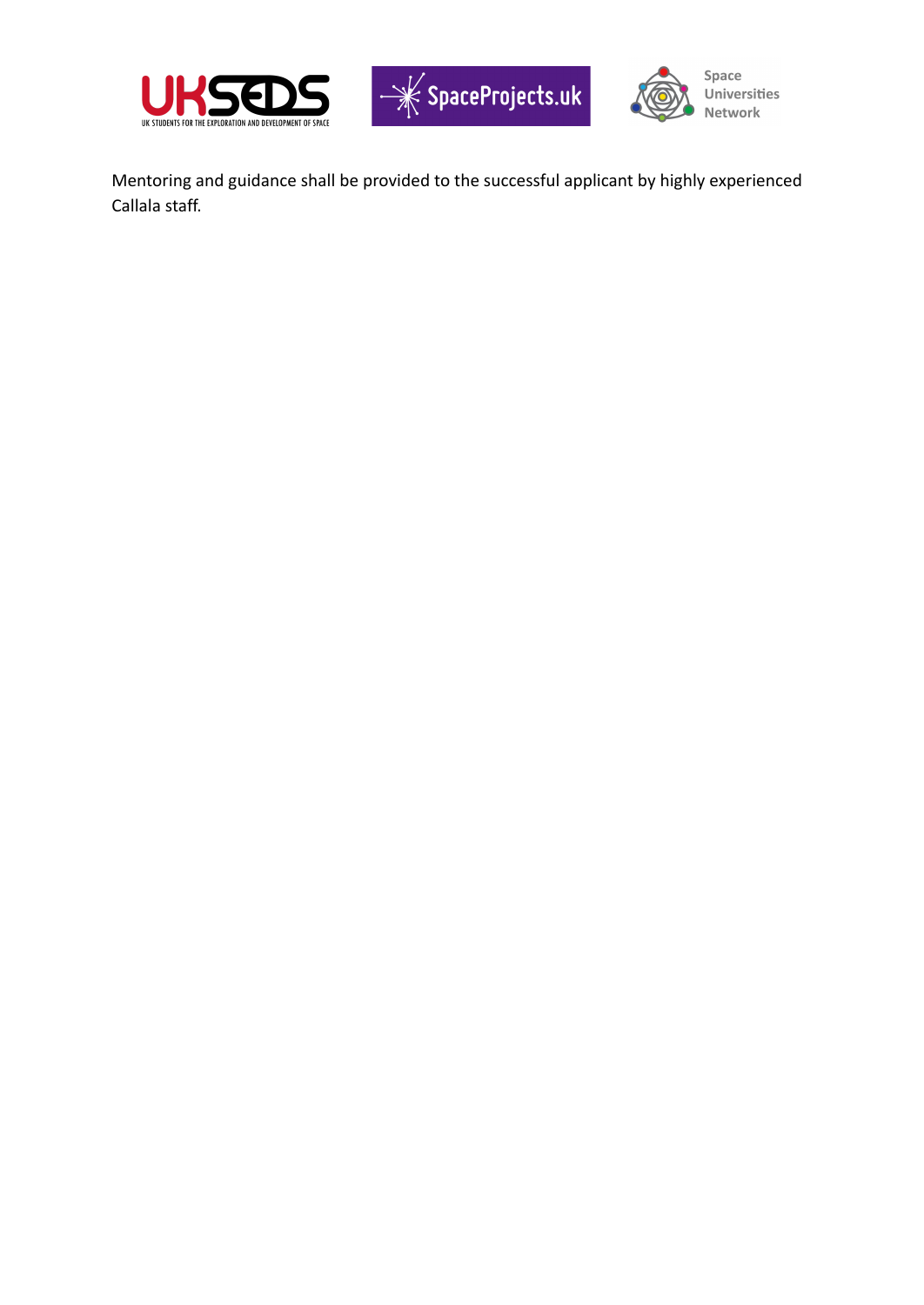Mentoring and guidance shall be provided to the successful applicant by highly experienced Callala staff.